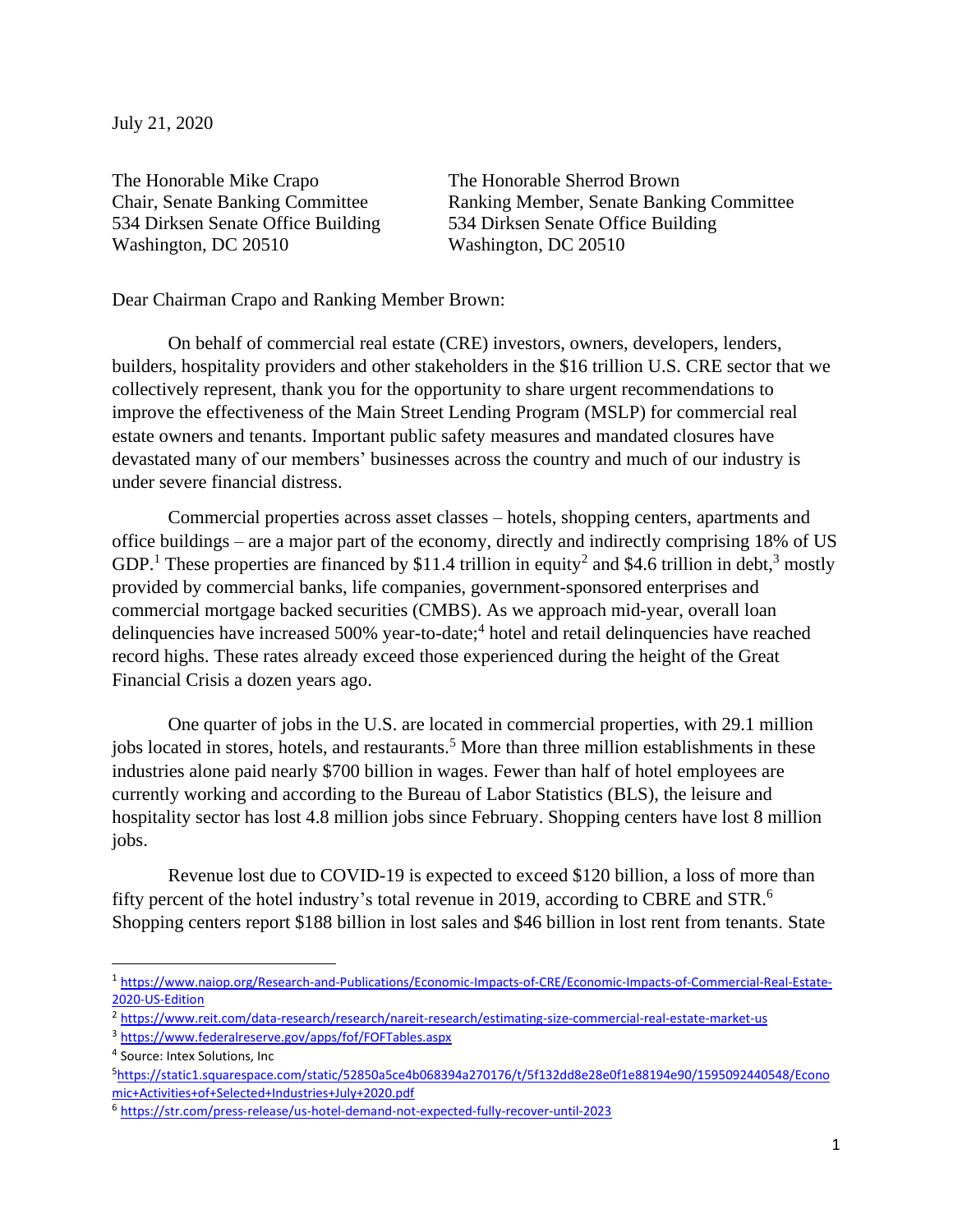July 21, 2020

The Honorable Mike Crapo
Chair, Senate Banking Committee
534 Dirksen Senate Office Building
Washington, DC 20510

The Honorable Sherrod Brown
Ranking Member, Senate Banking Committee
534 Dirksen Senate Office Building
Washington, DC 20510

Dear Chairman Crapo and Ranking Member Brown:

On behalf of commercial real estate (CRE) investors, owners, developers, lenders, builders, hospitality providers and other stakeholders in the $16 trillion U.S. CRE sector that we collectively represent, thank you for the opportunity to share urgent recommendations to improve the effectiveness of the Main Street Lending Program (MSLP) for commercial real estate owners and tenants. Important public safety measures and mandated closures have devastated many of our members' businesses across the country and much of our industry is under severe financial distress.

Commercial properties across asset classes – hotels, shopping centers, apartments and office buildings – are a major part of the economy, directly and indirectly comprising 18% of US GDP.[1] These properties are financed by $11.4 trillion in equity[2] and $4.6 trillion in debt,[3] mostly provided by commercial banks, life companies, government-sponsored enterprises and commercial mortgage backed securities (CMBS). As we approach mid-year, overall loan delinquencies have increased 500% year-to-date;[4] hotel and retail delinquencies have reached record highs. These rates already exceed those experienced during the height of the Great Financial Crisis a dozen years ago.

One quarter of jobs in the U.S. are located in commercial properties, with 29.1 million jobs located in stores, hotels, and restaurants.[5] More than three million establishments in these industries alone paid nearly $700 billion in wages. Fewer than half of hotel employees are currently working and according to the Bureau of Labor Statistics (BLS), the leisure and hospitality sector has lost 4.8 million jobs since February. Shopping centers have lost 8 million jobs.

Revenue lost due to COVID-19 is expected to exceed $120 billion, a loss of more than fifty percent of the hotel industry's total revenue in 2019, according to CBRE and STR.[6] Shopping centers report $188 billion in lost sales and $46 billion in lost rent from tenants. State

---

[1] https://www.naiop.org/Research-and-Publications/Economic-Impacts-of-CRE/Economic-Impacts-of-Commercial-Real-Estate-2020-US-Edition

[2] https://www.reit.com/data-research/research/nareit-research/estimating-size-commercial-real-estate-market-us

[3] https://www.federalreserve.gov/apps/fof/FOFTables.aspx

[4] Source: Intex Solutions, Inc

[5] https://static1.squarespace.com/static/52850a5ce4b068394a270176/t/5f132dd8e28e0f1e88194e90/1595092440548/Economic+Activities+of+Selected+Industries+July+2020.pdf

[6] https://str.com/press-release/us-hotel-demand-not-expected-fully-recover-until-2023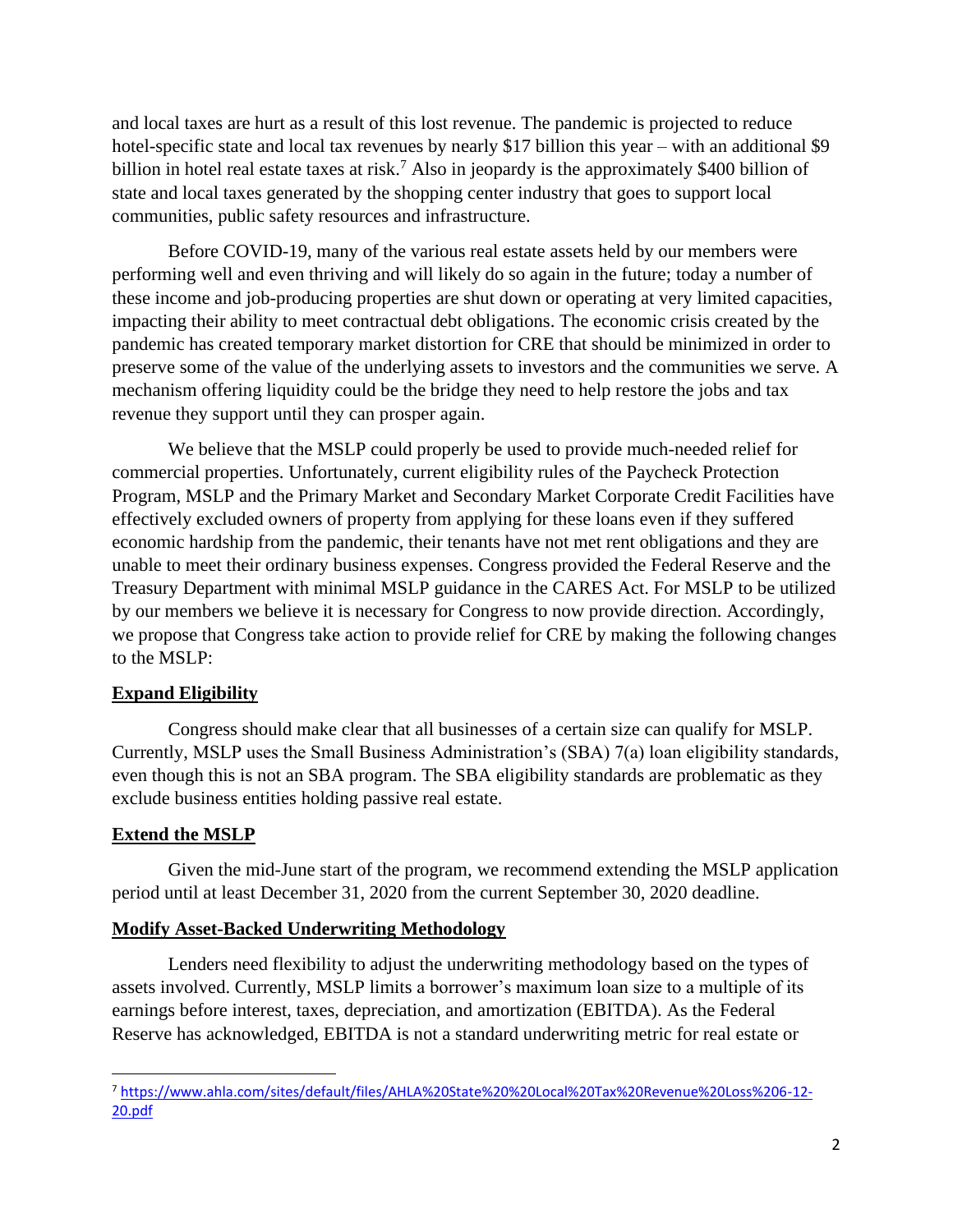and local taxes are hurt as a result of this lost revenue. The pandemic is projected to reduce hotel-specific state and local tax revenues by nearly $17 billion this year – with an additional $9 billion in hotel real estate taxes at risk.[7] Also in jeopardy is the approximately $400 billion of state and local taxes generated by the shopping center industry that goes to support local communities, public safety resources and infrastructure.

Before COVID-19, many of the various real estate assets held by our members were performing well and even thriving and will likely do so again in the future; today a number of these income and job-producing properties are shut down or operating at very limited capacities, impacting their ability to meet contractual debt obligations. The economic crisis created by the pandemic has created temporary market distortion for CRE that should be minimized in order to preserve some of the value of the underlying assets to investors and the communities we serve. A mechanism offering liquidity could be the bridge they need to help restore the jobs and tax revenue they support until they can prosper again.

We believe that the MSLP could properly be used to provide much-needed relief for commercial properties. Unfortunately, current eligibility rules of the Paycheck Protection Program, MSLP and the Primary Market and Secondary Market Corporate Credit Facilities have effectively excluded owners of property from applying for these loans even if they suffered economic hardship from the pandemic, their tenants have not met rent obligations and they are unable to meet their ordinary business expenses. Congress provided the Federal Reserve and the Treasury Department with minimal MSLP guidance in the CARES Act. For MSLP to be utilized by our members we believe it is necessary for Congress to now provide direction. Accordingly, we propose that Congress take action to provide relief for CRE by making the following changes to the MSLP:

**Expand Eligibility**

Congress should make clear that all businesses of a certain size can qualify for MSLP. Currently, MSLP uses the Small Business Administration's (SBA) 7(a) loan eligibility standards, even though this is not an SBA program. The SBA eligibility standards are problematic as they exclude business entities holding passive real estate.

**Extend the MSLP**

Given the mid-June start of the program, we recommend extending the MSLP application period until at least December 31, 2020 from the current September 30, 2020 deadline.

**Modify Asset-Backed Underwriting Methodology**

Lenders need flexibility to adjust the underwriting methodology based on the types of assets involved. Currently, MSLP limits a borrower's maximum loan size to a multiple of its earnings before interest, taxes, depreciation, and amortization (EBITDA). As the Federal Reserve has acknowledged, EBITDA is not a standard underwriting metric for real estate or

[7] https://www.ahla.com/sites/default/files/AHLA%20State%20%20Local%20Tax%20Revenue%20Loss%206-12-20.pdf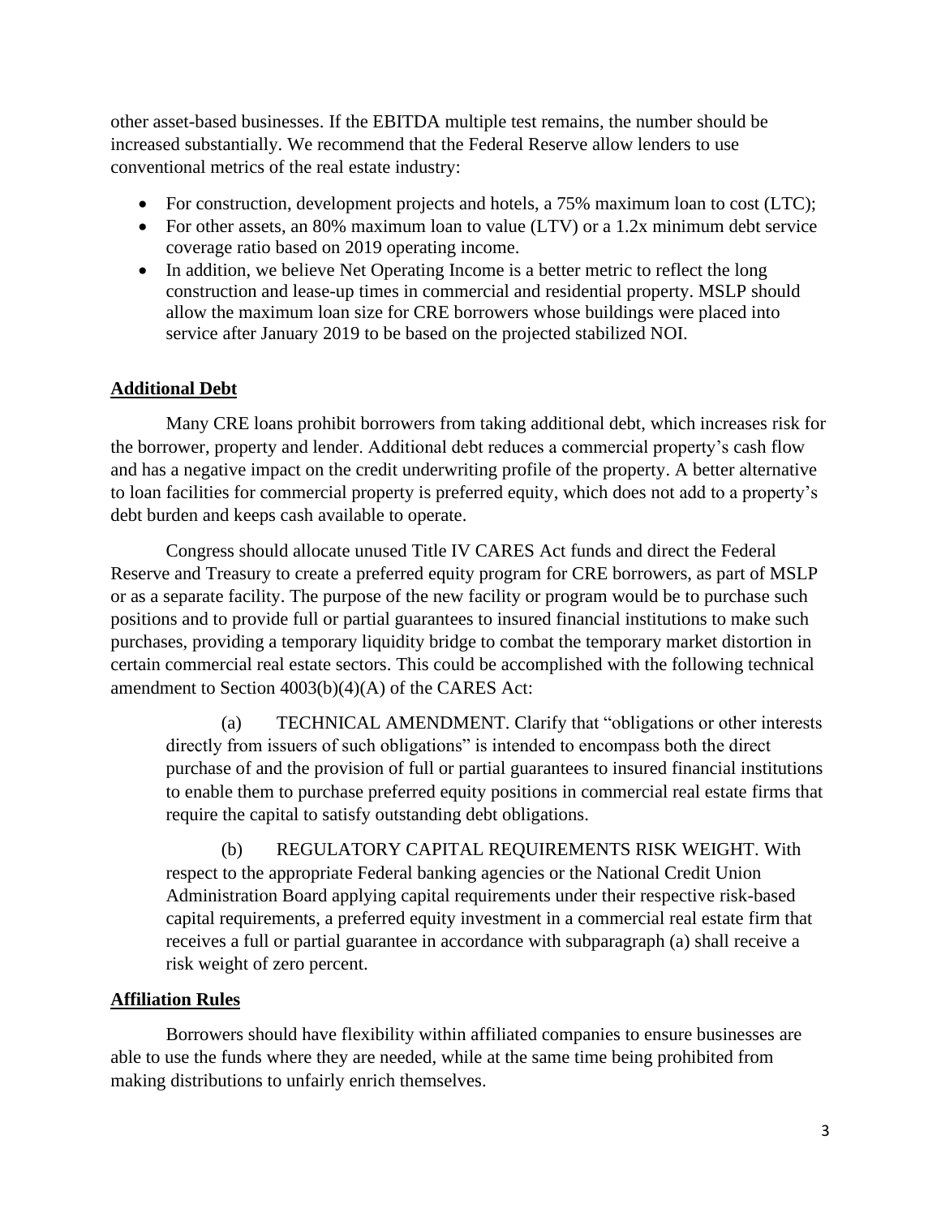other asset-based businesses. If the EBITDA multiple test remains, the number should be increased substantially. We recommend that the Federal Reserve allow lenders to use conventional metrics of the real estate industry:

- For construction, development projects and hotels, a 75% maximum loan to cost (LTC);
- For other assets, an 80% maximum loan to value (LTV) or a 1.2x minimum debt service coverage ratio based on 2019 operating income.
- In addition, we believe Net Operating Income is a better metric to reflect the long construction and lease-up times in commercial and residential property. MSLP should allow the maximum loan size for CRE borrowers whose buildings were placed into service after January 2019 to be based on the projected stabilized NOI.

## Additional Debt

Many CRE loans prohibit borrowers from taking additional debt, which increases risk for the borrower, property and lender. Additional debt reduces a commercial property's cash flow and has a negative impact on the credit underwriting profile of the property. A better alternative to loan facilities for commercial property is preferred equity, which does not add to a property's debt burden and keeps cash available to operate.

Congress should allocate unused Title IV CARES Act funds and direct the Federal Reserve and Treasury to create a preferred equity program for CRE borrowers, as part of MSLP or as a separate facility. The purpose of the new facility or program would be to purchase such positions and to provide full or partial guarantees to insured financial institutions to make such purchases, providing a temporary liquidity bridge to combat the temporary market distortion in certain commercial real estate sectors. This could be accomplished with the following technical amendment to Section 4003(b)(4)(A) of the CARES Act:

> (a) TECHNICAL AMENDMENT. Clarify that "obligations or other interests directly from issuers of such obligations" is intended to encompass both the direct purchase of and the provision of full or partial guarantees to insured financial institutions to enable them to purchase preferred equity positions in commercial real estate firms that require the capital to satisfy outstanding debt obligations.
>
> (b) REGULATORY CAPITAL REQUIREMENTS RISK WEIGHT. With respect to the appropriate Federal banking agencies or the National Credit Union Administration Board applying capital requirements under their respective risk-based capital requirements, a preferred equity investment in a commercial real estate firm that receives a full or partial guarantee in accordance with subparagraph (a) shall receive a risk weight of zero percent.

## Affiliation Rules

Borrowers should have flexibility within affiliated companies to ensure businesses are able to use the funds where they are needed, while at the same time being prohibited from making distributions to unfairly enrich themselves.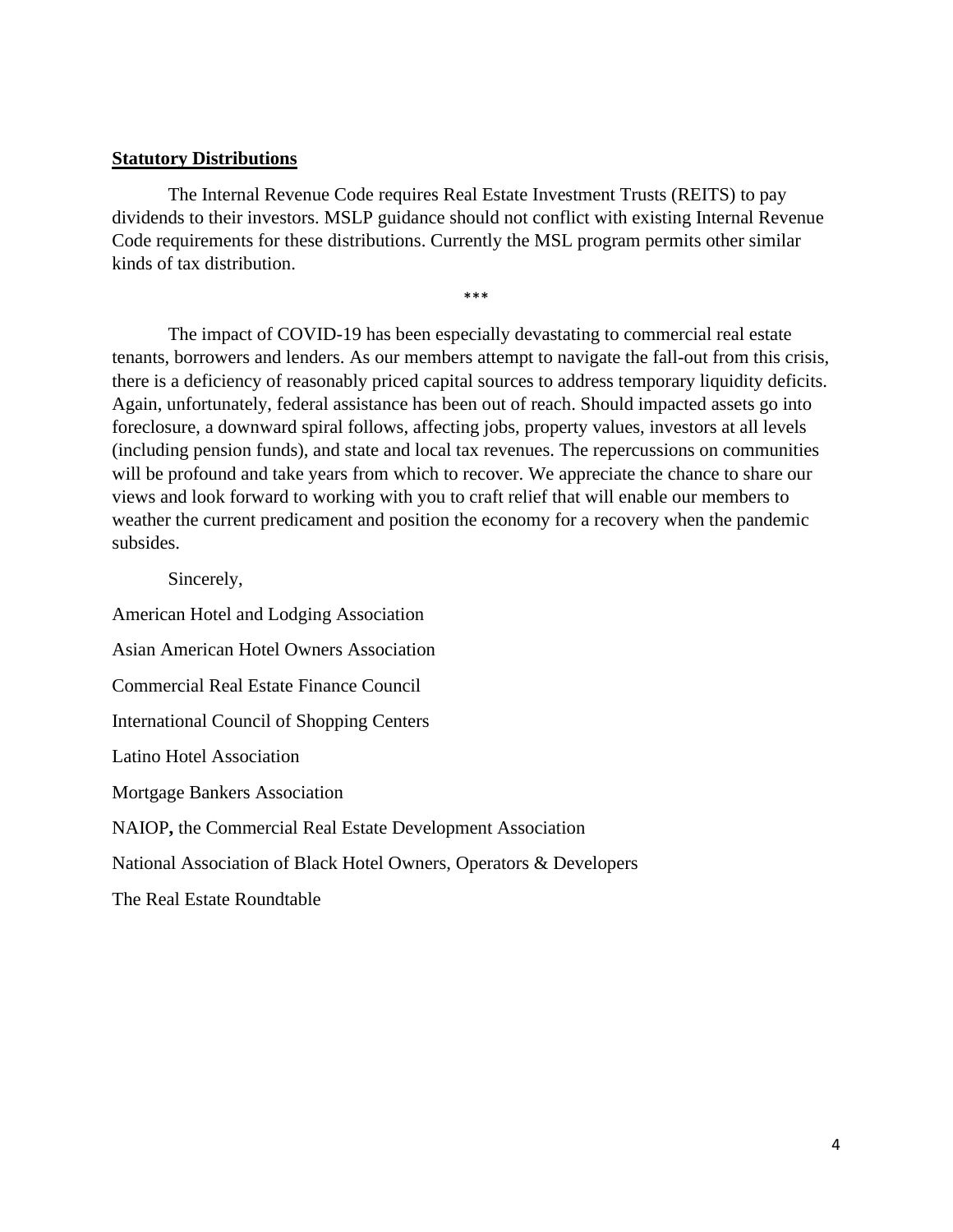**Statutory Distributions**

The Internal Revenue Code requires Real Estate Investment Trusts (REITS) to pay dividends to their investors. MSLP guidance should not conflict with existing Internal Revenue Code requirements for these distributions. Currently the MSL program permits other similar kinds of tax distribution.

\*\*\*

The impact of COVID-19 has been especially devastating to commercial real estate tenants, borrowers and lenders. As our members attempt to navigate the fall-out from this crisis, there is a deficiency of reasonably priced capital sources to address temporary liquidity deficits. Again, unfortunately, federal assistance has been out of reach. Should impacted assets go into foreclosure, a downward spiral follows, affecting jobs, property values, investors at all levels (including pension funds), and state and local tax revenues. The repercussions on communities will be profound and take years from which to recover. We appreciate the chance to share our views and look forward to working with you to craft relief that will enable our members to weather the current predicament and position the economy for a recovery when the pandemic subsides.

Sincerely,

American Hotel and Lodging Association

Asian American Hotel Owners Association

Commercial Real Estate Finance Council

International Council of Shopping Centers

Latino Hotel Association

Mortgage Bankers Association

NAIOP**,** the Commercial Real Estate Development Association

National Association of Black Hotel Owners, Operators & Developers

The Real Estate Roundtable